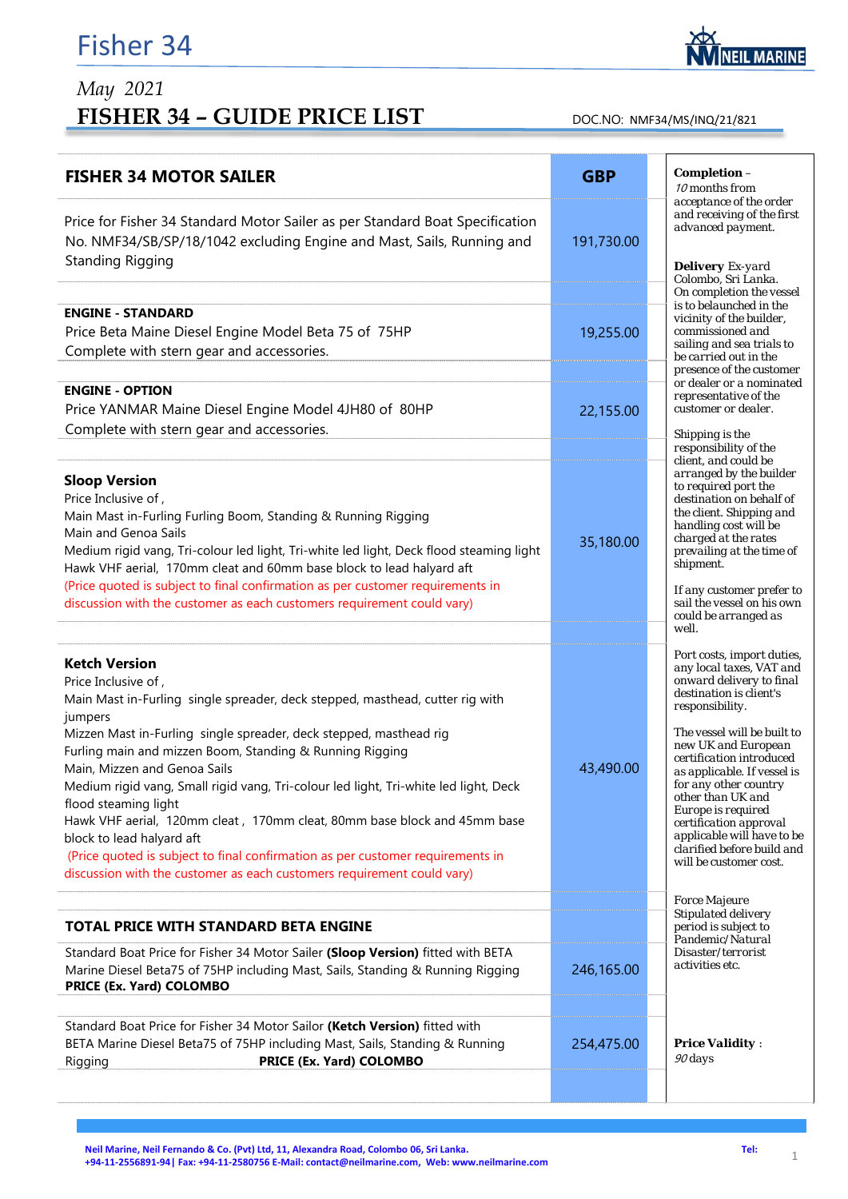# Fisher 34

*May 2021*

## FISHER 34 – GUIDE PRICE LIST

DOC.NO: NMF34/MS/INQ/21/821

| FISHER 34 MOTOR SAILER | GBP |
|---|---|
| Price for Fisher 34 Standard Motor Sailer as per Standard Boat Specification No. NMF34/SB/SP/18/1042 excluding Engine and Mast, Sails, Running and Standing Rigging | 191,730.00 |
| **ENGINE - STANDARD**<br>Price Beta Maine Diesel Engine Model Beta 75 of 75HP<br>Complete with stern gear and accessories. | 19,255.00 |
| **ENGINE - OPTION**<br>Price YANMAR Maine Diesel Engine Model 4JH80 of 80HP<br>Complete with stern gear and accessories. | 22,155.00 |
| **Sloop Version**<br>Price Inclusive of ,<br>Main Mast in-Furling Furling Boom, Standing & Running Rigging<br>Main and Genoa Sails<br>Medium rigid vang, Tri-colour led light, Tri-white led light, Deck flood steaming light<br>Hawk VHF aerial, 170mm cleat and 60mm base block to lead halyard aft<br>(Price quoted is subject to final confirmation as per customer requirements in discussion with the customer as each customers requirement could vary) | 35,180.00 |
| **Ketch Version**<br>Price Inclusive of ,<br>Main Mast in-Furling single spreader, deck stepped, masthead, cutter rig with jumpers<br>Mizzen Mast in-Furling single spreader, deck stepped, masthead rig<br>Furling main and mizzen Boom, Standing & Running Rigging<br>Main, Mizzen and Genoa Sails<br>Medium rigid vang, Small rigid vang, Tri-colour led light, Tri-white led light, Deck flood steaming light<br>Hawk VHF aerial, 120mm cleat , 170mm cleat, 80mm base block and 45mm base block to lead halyard aft<br>(Price quoted is subject to final confirmation as per customer requirements in discussion with the customer as each customers requirement could vary) | 43,490.00 |
| **TOTAL PRICE WITH STANDARD BETA ENGINE** | |
| Standard Boat Price for Fisher 34 Motor Sailer **(Sloop Version)** fitted with BETA Marine Diesel Beta75 of 75HP including Mast, Sails, Standing & Running Rigging **PRICE (Ex. Yard) COLOMBO** | 246,165.00 |
| Standard Boat Price for Fisher 34 Motor Sailor **(Ketch Version)** fitted with BETA Marine Diesel Beta75 of 75HP including Mast, Sails, Standing & Running Rigging **PRICE (Ex. Yard) COLOMBO** | 254,475.00 |

**Completion** – *10* months from acceptance of the order and receiving of the first advanced payment.

**Delivery** Ex-yard Colombo, Sri Lanka. On completion the vessel is to belaunched in the vicinity of the builder, commissioned and sailing and sea trials to be carried out in the presence of the customer or dealer or a nominated representative of the customer or dealer.

Shipping is the responsibility of the client, and could be arranged by the builder to required port the destination on behalf of the client. Shipping and handling cost will be charged at the rates prevailing at the time of shipment.

If any customer prefer to sail the vessel on his own could be arranged as well.

Port costs, import duties, any local taxes, VAT and onward delivery to final destination is client's responsibility.

The vessel will be built to new UK and European certification introduced as applicable. If vessel is for any other country other than UK and Europe is required certification approval applicable will have to be clarified before build and will be customer cost.

Force Majeure
Stipulated delivery period is subject to Pandemic/Natural Disaster/terrorist activities etc.

**Price Validity** : *90* days

Neil Marine, Neil Fernando & Co. (Pvt) Ltd, 11, Alexandra Road, Colombo 06, Sri Lanka. Tel: +94-11-2556891-94| Fax: +94-11-2580756 E-Mail: contact@neilmarine.com, Web: www.neilmarine.com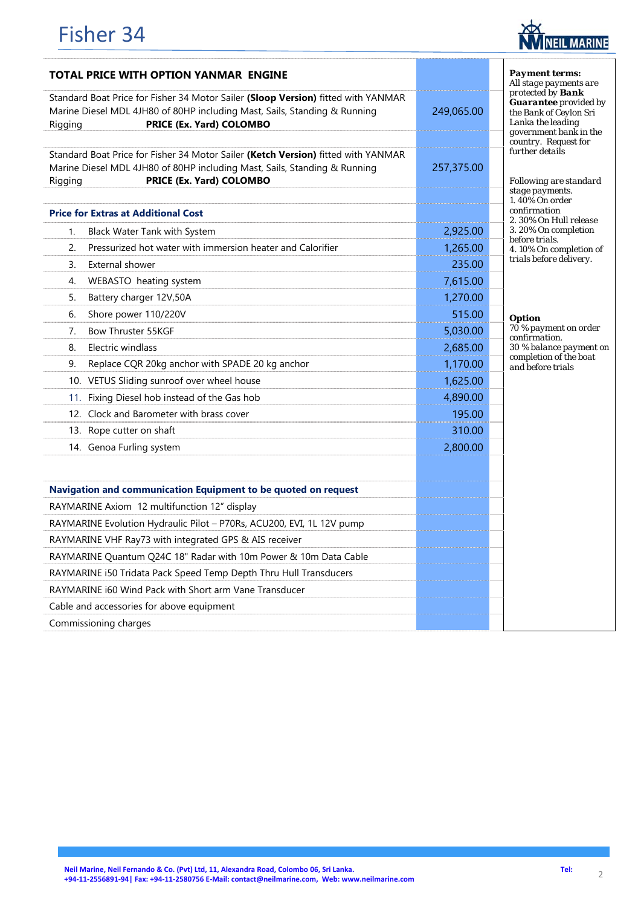# Fisher 34

| TOTAL PRICE WITH OPTION YANMAR ENGINE | |
|---|---|
| Standard Boat Price for Fisher 34 Motor Sailer **(Sloop Version)** fitted with YANMAR Marine Diesel MDL 4JH80 of 80HP including Mast, Sails, Standing & Running Rigging **PRICE (Ex. Yard) COLOMBO** | 249,065.00 |
| Standard Boat Price for Fisher 34 Motor Sailer **(Ketch Version)** fitted with YANMAR Marine Diesel MDL 4JH80 of 80HP including Mast, Sails, Standing & Running Rigging **PRICE (Ex. Yard) COLOMBO** | 257,375.00 |
| **Price for Extras at Additional Cost** | |
| 1. Black Water Tank with System | 2,925.00 |
| 2. Pressurized hot water with immersion heater and Calorifier | 1,265.00 |
| 3. External shower | 235.00 |
| 4. WEBASTO heating system | 7,615.00 |
| 5. Battery charger 12V,50A | 1,270.00 |
| 6. Shore power 110/220V | 515.00 |
| 7. Bow Thruster 55KGF | 5,030.00 |
| 8. Electric windlass | 2,685.00 |
| 9. Replace CQR 20kg anchor with SPADE 20 kg anchor | 1,170.00 |
| 10. VETUS Sliding sunroof over wheel house | 1,625.00 |
| 11. Fixing Diesel hob instead of the Gas hob | 4,890.00 |
| 12. Clock and Barometer with brass cover | 195.00 |
| 13. Rope cutter on shaft | 310.00 |
| 14. Genoa Furling system | 2,800.00 |
| **Navigation and communication Equipment to be quoted on request** | |
| RAYMARINE Axiom 12 multifunction 12" display | |
| RAYMARINE Evolution Hydraulic Pilot – P70Rs, ACU200, EVI, 1L 12V pump | |
| RAYMARINE VHF Ray73 with integrated GPS & AIS receiver | |
| RAYMARINE Quantum Q24C 18" Radar with 10m Power & 10m Data Cable | |
| RAYMARINE i50 Tridata Pack Speed Temp Depth Thru Hull Transducers | |
| RAYMARINE i60 Wind Pack with Short arm Vane Transducer | |
| Cable and accessories for above equipment | |
| Commissioning charges | |

**Payment terms:**
All stage payments are protected by **Bank Guarantee** provided by the Bank of Ceylon Sri Lanka the leading government bank in the country. Request for further details

Following are standard stage payments.
1. 40% On order confirmation
2. 30% On Hull release
3. 20% On completion before trials.
4. 10% On completion of trials before delivery.

**Option**
70 % payment on order confirmation.
30 % balance payment on completion of the boat and before trials

**Neil Marine, Neil Fernando & Co. (Pvt) Ltd, 11, Alexandra Road, Colombo 06, Sri Lanka. Tel: +94-11-2556891-94| Fax: +94-11-2580756 E-Mail: contact@neilmarine.com, Web: www.neilmarine.com**